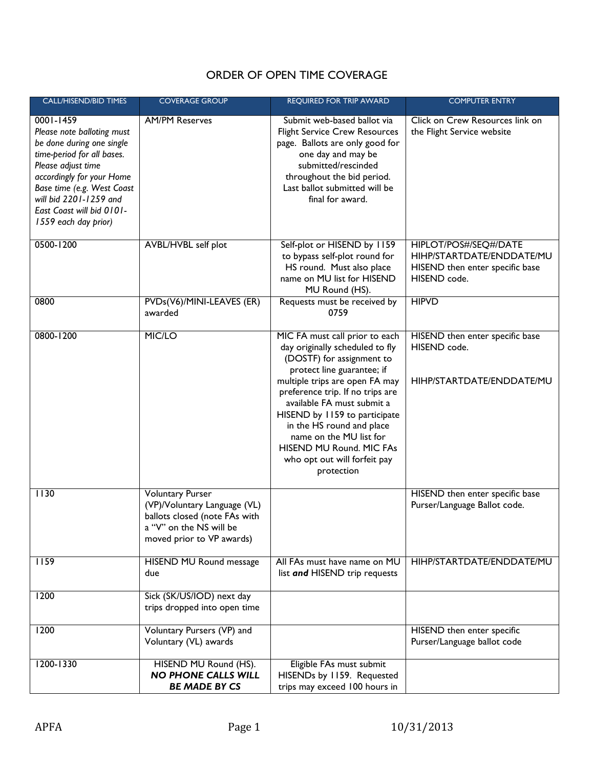# ORDER OF OPEN TIME COVERAGE

| CALL/HISEND/BID TIMES | COVERAGE GROUP | REQUIRED FOR TRIP AWARD | COMPUTER ENTRY |
|---|---|---|---|
| 0001-1459 *Please note balloting must be done during one single time-period for all bases. Please adjust time accordingly for your Home Base time (e.g. West Coast will bid 2201-1259 and East Coast will bid 0101-1559 each day prior)* | AM/PM Reserves | Submit web-based ballot via Flight Service Crew Resources page. Ballots are only good for one day and may be submitted/rescinded throughout the bid period. Last ballot submitted will be final for award. | Click on Crew Resources link on the Flight Service website |
| 0500-1200 | AVBL/HVBL self plot | Self-plot or HISEND by 1159 to bypass self-plot round for HS round. Must also place name on MU list for HISEND MU Round (HS). | HIPLOT/POS#/SEQ#/DATE HIHP/STARTDATE/ENDDATE/MU HISEND then enter specific base HISEND code. |
| 0800 | PVDs(V6)/MINI-LEAVES (ER) awarded | Requests must be received by 0759 | HIPVD |
| 0800-1200 | MIC/LO | MIC FA must call prior to each day originally scheduled to fly (DOSTF) for assignment to protect line guarantee; if multiple trips are open FA may preference trip. If no trips are available FA must submit a HISEND by 1159 to participate in the HS round and place name on the MU list for HISEND MU Round. MIC FAs who opt out will forfeit pay protection | HISEND then enter specific base HISEND code. HIHP/STARTDATE/ENDDATE/MU |
| 1130 | Voluntary Purser (VP)/Voluntary Language (VL) ballots closed (note FAs with a "V" on the NS will be moved prior to VP awards) | | HISEND then enter specific base Purser/Language Ballot code. |
| 1159 | HISEND MU Round message due | All FAs must have name on MU list ***and*** HISEND trip requests | HIHP/STARTDATE/ENDDATE/MU |
| 1200 | Sick (SK/US/IOD) next day trips dropped into open time | | |
| 1200 | Voluntary Pursers (VP) and Voluntary (VL) awards | | HISEND then enter specific Purser/Language ballot code |
| 1200-1330 | HISEND MU Round (HS). ***NO PHONE CALLS WILL BE MADE BY CS*** | Eligible FAs must submit HISENDs by 1159. Requested trips may exceed 100 hours in | |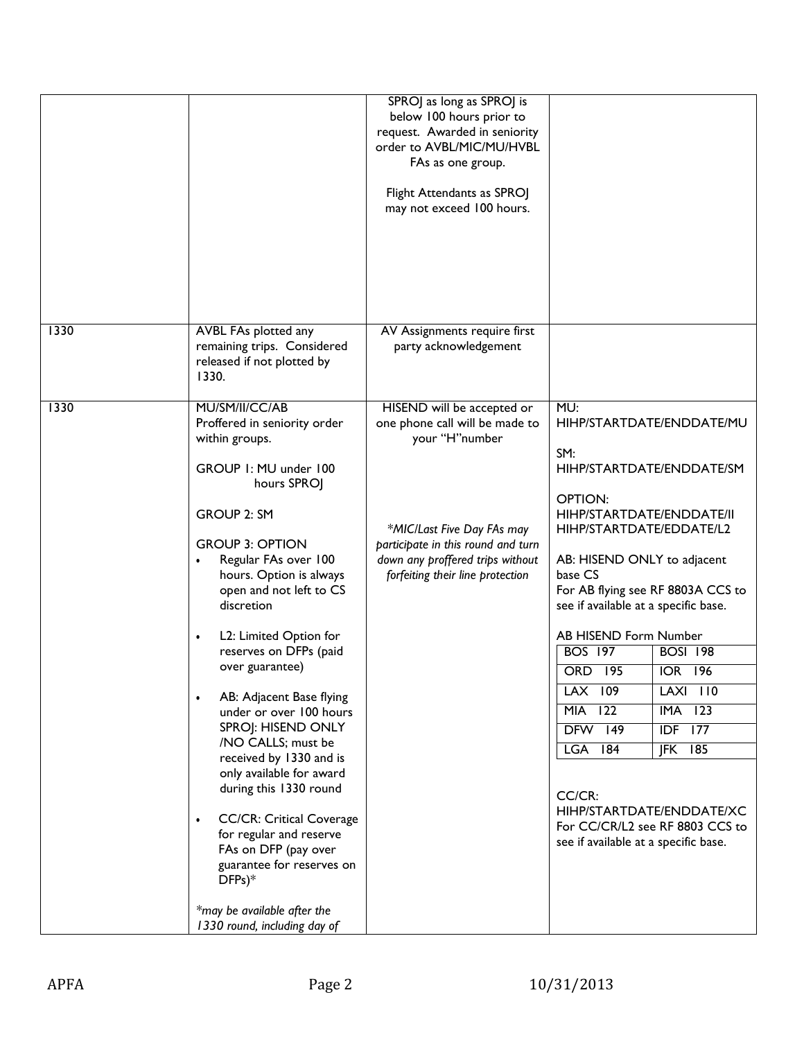| | | | |
|---|---|---|---|
| | | SPROJ as long as SPROJ is below 100 hours prior to request. Awarded in seniority order to AVBL/MIC/MU/HVBL FAs as one group.<br><br>Flight Attendants as SPROJ may not exceed 100 hours. | |
| 1330 | AVBL FAs plotted any remaining trips. Considered released if not plotted by 1330. | AV Assignments require first party acknowledgement | |
| 1330 | MU/SM/II/CC/AB<br>Proffered in seniority order within groups.<br><br>GROUP 1: MU under 100 hours SPROJ<br><br>GROUP 2: SM<br><br>GROUP 3: OPTION<br>• Regular FAs over 100 hours. Option is always open and not left to CS discretion<br><br>• L2: Limited Option for reserves on DFPs (paid over guarantee)<br><br>• AB: Adjacent Base flying under or over 100 hours SPROJ: HISEND ONLY /NO CALLS; must be received by 1330 and is only available for award during this 1330 round<br><br>• CC/CR: Critical Coverage for regular and reserve FAs on DFP (pay over guarantee for reserves on DFPs)*<br><br>*\*may be available after the 1330 round, including day of* | HISEND will be accepted or one phone call will be made to your "H"number<br><br>*\*MIC/Last Five Day FAs may participate in this round and turn down any proffered trips without forfeiting their line protection* | MU:<br>HIHP/STARTDATE/ENDDATE/MU<br><br>SM:<br>HIHP/STARTDATE/ENDDATE/SM<br><br>OPTION:<br>HIHP/STARTDATE/ENDDATE/II<br>HIHP/STARTDATE/EDDATE/L2<br><br>AB: HISEND ONLY to adjacent base CS<br>For AB flying see RF 8803A CCS to see if available at a specific base.<br><br>AB HISEND Form Number<br>BOS 197 — BOSI 198<br>ORD 195 — IOR 196<br>LAX 109 — LAXI 110<br>MIA 122 — IMA 123<br>DFW 149 — IDF 177<br>LGA 184 — JFK 185<br><br>CC/CR:<br>HIHP/STARTDATE/ENDDATE/XC<br>For CC/CR/L2 see RF 8803 CCS to see if available at a specific base. |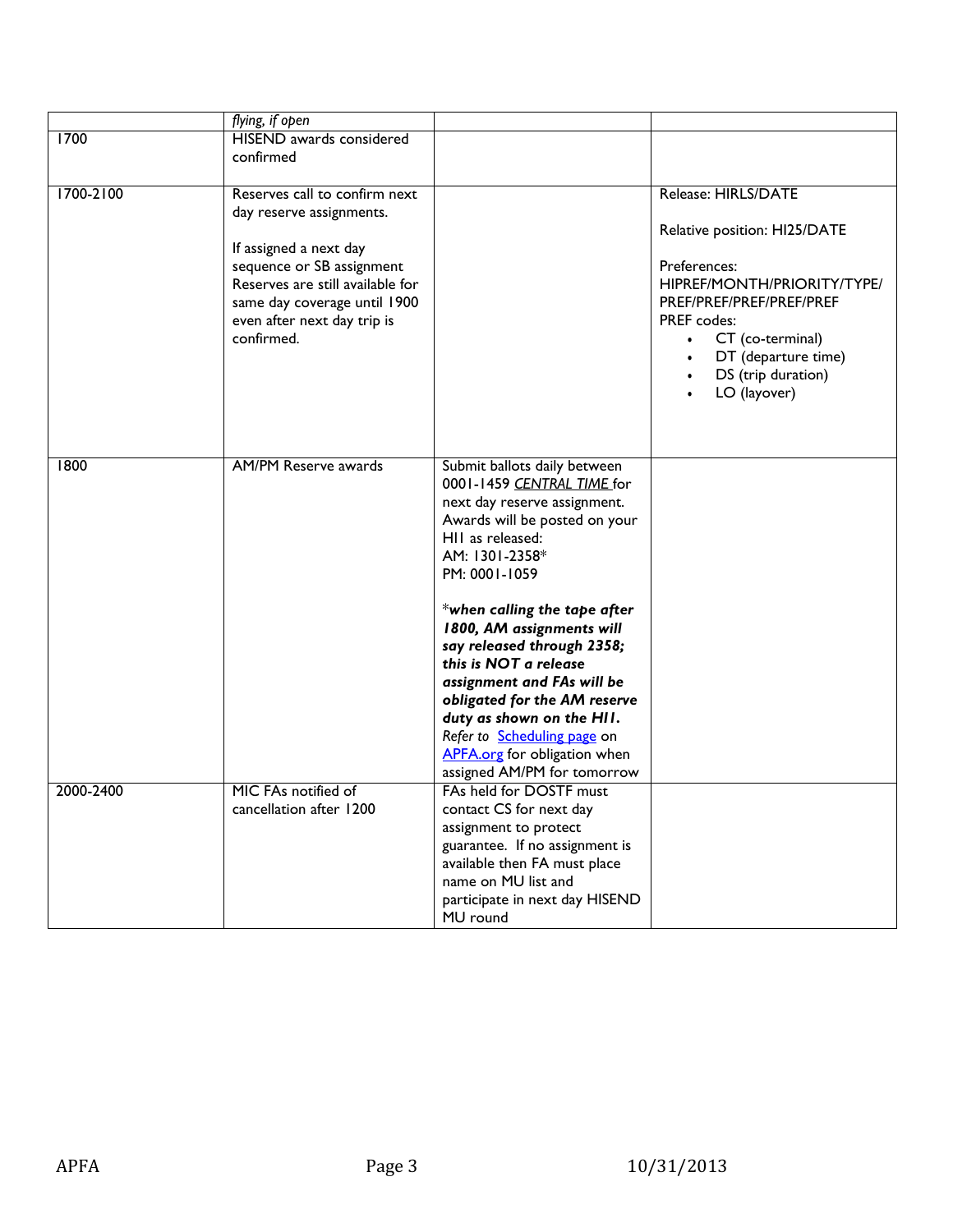| | | | |
|---|---|---|---|
| | *flying, if open* | | |
| 1700 | HISEND awards considered confirmed | | |
| 1700-2100 | Reserves call to confirm next day reserve assignments.<br><br>If assigned a next day sequence or SB assignment Reserves are still available for same day coverage until 1900 even after next day trip is confirmed. | | Release: HIRLS/DATE<br><br>Relative position: HI25/DATE<br><br>Preferences: HIPREF/MONTH/PRIORITY/TYPE/PREF/PREF/PREF/PREF/PREF<br>PREF codes:<br>• CT (co-terminal)<br>• DT (departure time)<br>• DS (trip duration)<br>• LO (layover) |
| 1800 | AM/PM Reserve awards | Submit ballots daily between 0001-1459 *CENTRAL TIME* for next day reserve assignment. Awards will be posted on your HI1 as released:<br>AM: 1301-2358*<br>PM: 0001-1059<br><br>****when calling the tape after 1800, AM assignments will say released through 2358; this is NOT a release assignment and FAs will be obligated for the AM reserve duty as shown on the HI1.***<br>*Refer to* Scheduling page on APFA.org for obligation when assigned AM/PM for tomorrow | |
| 2000-2400 | MIC FAs notified of cancellation after 1200 | FAs held for DOSTF must contact CS for next day assignment to protect guarantee. If no assignment is available then FA must place name on MU list and participate in next day HISEND MU round | |